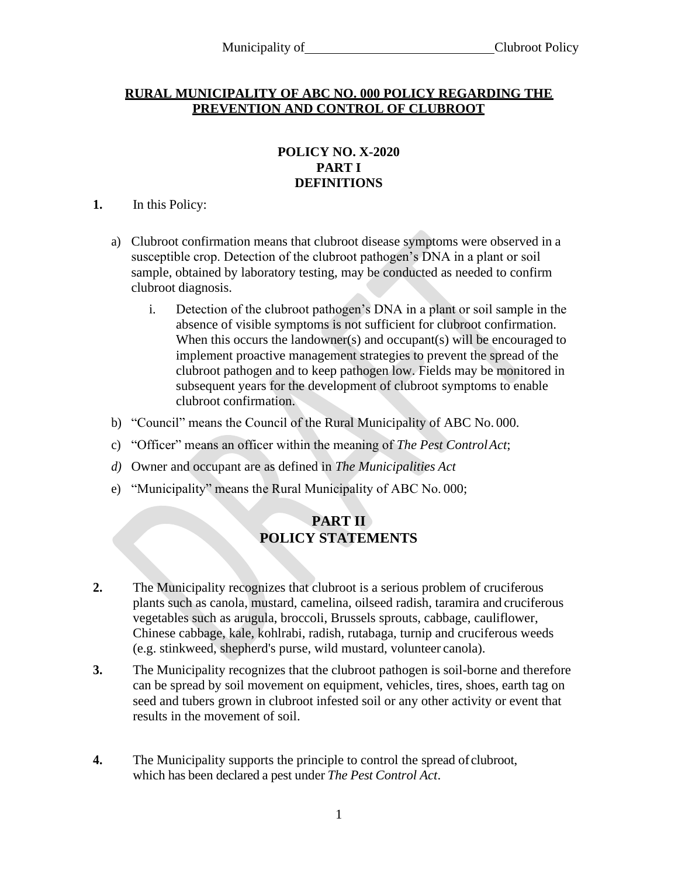## RURAL MUNICIPALITY OF ABC NO. 000 POLICY REGARDING THE PREVENTION AND CONTROL OF CLUBROOT

### POLICY NO. X-2020
### PART I
### DEFINITIONS

**1.** In this Policy:

a) Clubroot confirmation means that clubroot disease symptoms were observed in a susceptible crop. Detection of the clubroot pathogen's DNA in a plant or soil sample, obtained by laboratory testing, may be conducted as needed to confirm clubroot diagnosis.

   i. Detection of the clubroot pathogen's DNA in a plant or soil sample in the absence of visible symptoms is not sufficient for clubroot confirmation. When this occurs the landowner(s) and occupant(s) will be encouraged to implement proactive management strategies to prevent the spread of the clubroot pathogen and to keep pathogen low. Fields may be monitored in subsequent years for the development of clubroot symptoms to enable clubroot confirmation.

b) "Council" means the Council of the Rural Municipality of ABC No. 000.

c) "Officer" means an officer within the meaning of *The Pest Control Act*;

*d)* Owner and occupant are as defined in *The Municipalities Act*

e) "Municipality" means the Rural Municipality of ABC No. 000;

## PART II
## POLICY STATEMENTS

**2.** The Municipality recognizes that clubroot is a serious problem of cruciferous plants such as canola, mustard, camelina, oilseed radish, taramira and cruciferous vegetables such as arugula, broccoli, Brussels sprouts, cabbage, cauliflower, Chinese cabbage, kale, kohlrabi, radish, rutabaga, turnip and cruciferous weeds (e.g. stinkweed, shepherd's purse, wild mustard, volunteer canola).

**3.** The Municipality recognizes that the clubroot pathogen is soil-borne and therefore can be spread by soil movement on equipment, vehicles, tires, shoes, earth tag on seed and tubers grown in clubroot infested soil or any other activity or event that results in the movement of soil.

**4.** The Municipality supports the principle to control the spread of clubroot, which has been declared a pest under *The Pest Control Act*.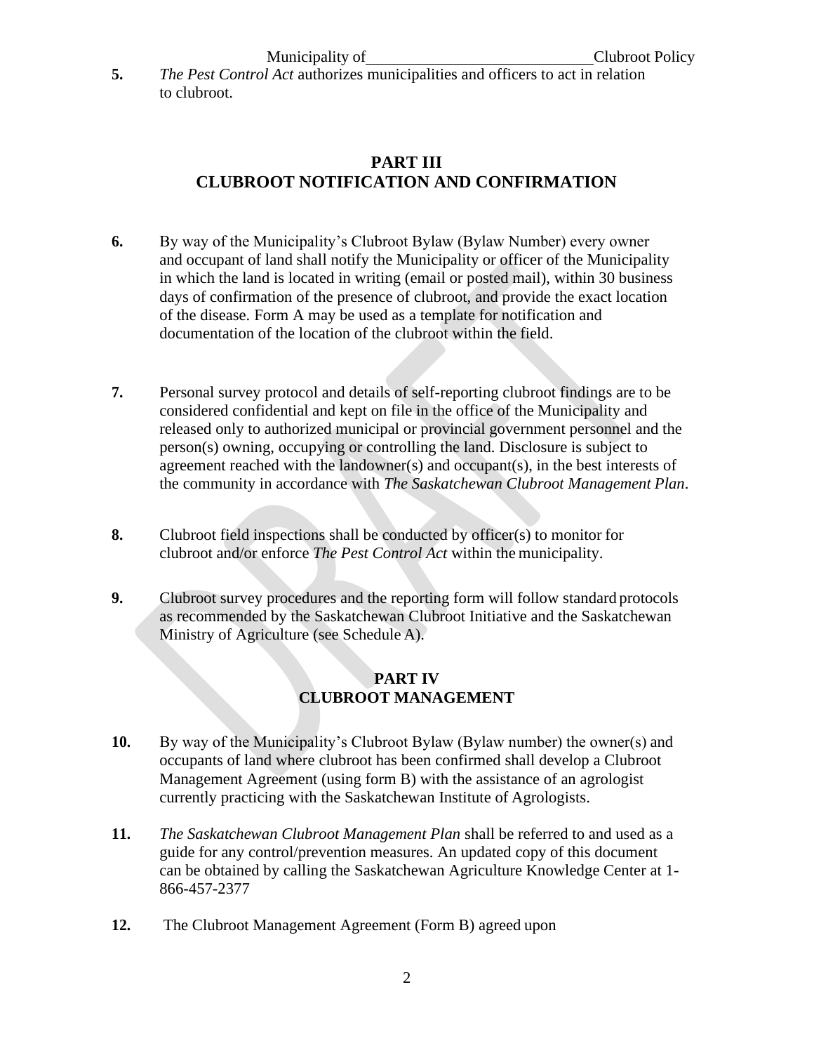**5.** *The Pest Control Act* authorizes municipalities and officers to act in relation to clubroot.

## PART III
## CLUBROOT NOTIFICATION AND CONFIRMATION

**6.** By way of the Municipality's Clubroot Bylaw (Bylaw Number) every owner and occupant of land shall notify the Municipality or officer of the Municipality in which the land is located in writing (email or posted mail), within 30 business days of confirmation of the presence of clubroot, and provide the exact location of the disease. Form A may be used as a template for notification and documentation of the location of the clubroot within the field.

**7.** Personal survey protocol and details of self-reporting clubroot findings are to be considered confidential and kept on file in the office of the Municipality and released only to authorized municipal or provincial government personnel and the person(s) owning, occupying or controlling the land. Disclosure is subject to agreement reached with the landowner(s) and occupant(s), in the best interests of the community in accordance with *The Saskatchewan Clubroot Management Plan*.

**8.** Clubroot field inspections shall be conducted by officer(s) to monitor for clubroot and/or enforce *The Pest Control Act* within the municipality.

**9.** Clubroot survey procedures and the reporting form will follow standard protocols as recommended by the Saskatchewan Clubroot Initiative and the Saskatchewan Ministry of Agriculture (see Schedule A).

## PART IV
## CLUBROOT MANAGEMENT

**10.** By way of the Municipality's Clubroot Bylaw (Bylaw number) the owner(s) and occupants of land where clubroot has been confirmed shall develop a Clubroot Management Agreement (using form B) with the assistance of an agrologist currently practicing with the Saskatchewan Institute of Agrologists.

**11.** *The Saskatchewan Clubroot Management Plan* shall be referred to and used as a guide for any control/prevention measures. An updated copy of this document can be obtained by calling the Saskatchewan Agriculture Knowledge Center at 1-866-457-2377

**12.** The Clubroot Management Agreement (Form B) agreed upon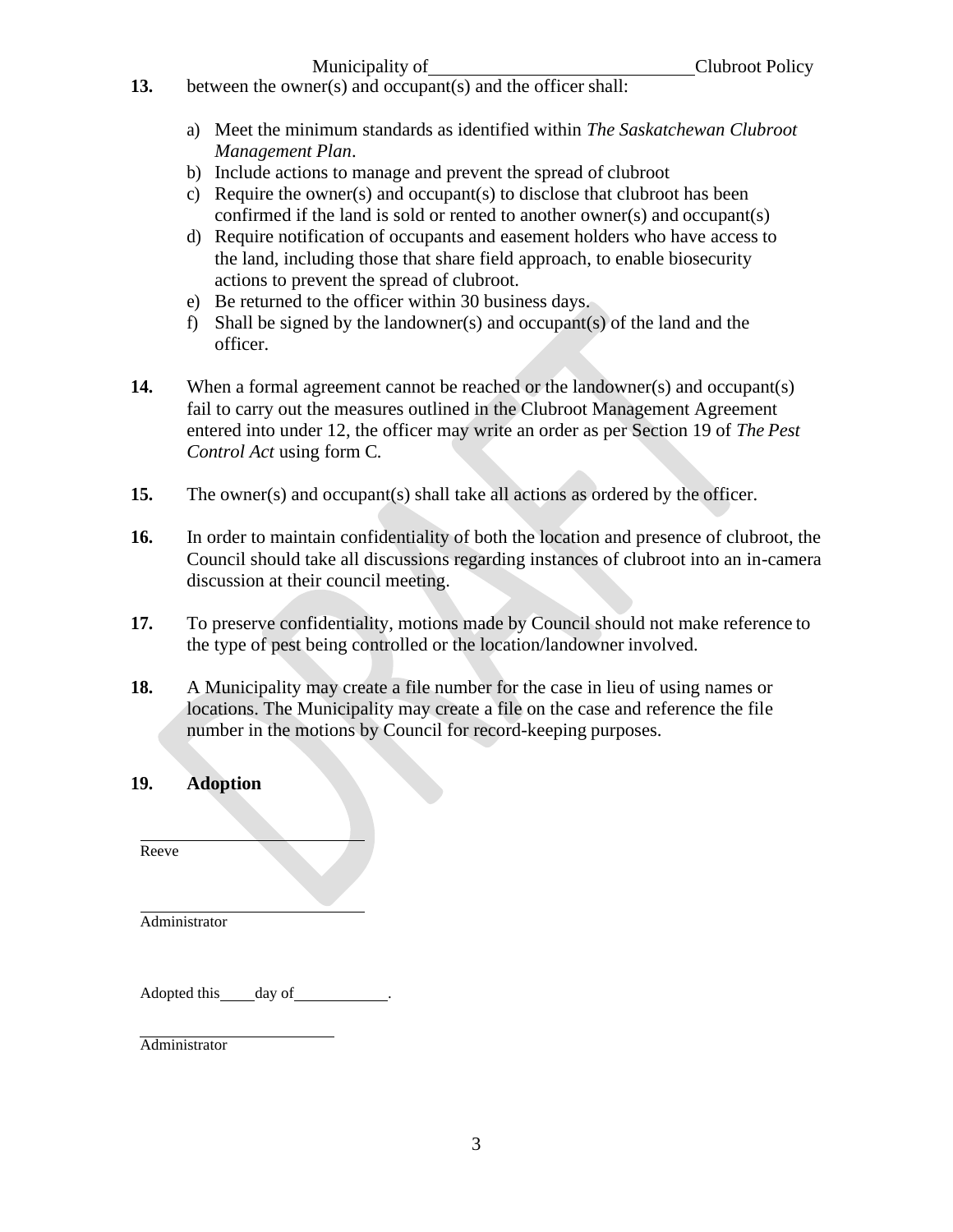**13.** between the owner(s) and occupant(s) and the officer shall:

a) Meet the minimum standards as identified within *The Saskatchewan Clubroot Management Plan*.
b) Include actions to manage and prevent the spread of clubroot
c) Require the owner(s) and occupant(s) to disclose that clubroot has been confirmed if the land is sold or rented to another owner(s) and occupant(s)
d) Require notification of occupants and easement holders who have access to the land, including those that share field approach, to enable biosecurity actions to prevent the spread of clubroot.
e) Be returned to the officer within 30 business days.
f) Shall be signed by the landowner(s) and occupant(s) of the land and the officer.

**14.** When a formal agreement cannot be reached or the landowner(s) and occupant(s) fail to carry out the measures outlined in the Clubroot Management Agreement entered into under 12, the officer may write an order as per Section 19 of *The Pest Control Act* using form C.

**15.** The owner(s) and occupant(s) shall take all actions as ordered by the officer.

**16.** In order to maintain confidentiality of both the location and presence of clubroot, the Council should take all discussions regarding instances of clubroot into an in-camera discussion at their council meeting.

**17.** To preserve confidentiality, motions made by Council should not make reference to the type of pest being controlled or the location/landowner involved.

**18.** A Municipality may create a file number for the case in lieu of using names or locations. The Municipality may create a file on the case and reference the file number in the motions by Council for record-keeping purposes.

**19. Adoption**

\_\_\_\_\_\_\_\_\_\_\_\_\_\_\_\_\_\_\_\_\_\_\_\_\_\_
Reeve

\_\_\_\_\_\_\_\_\_\_\_\_\_\_\_\_\_\_\_\_\_\_\_\_\_\_
Administrator

Adopted this \_\_\_\_ day of \_\_\_\_\_\_\_\_\_\_\_.

\_\_\_\_\_\_\_\_\_\_\_\_\_\_\_\_\_\_\_\_\_\_\_\_\_\_
Administrator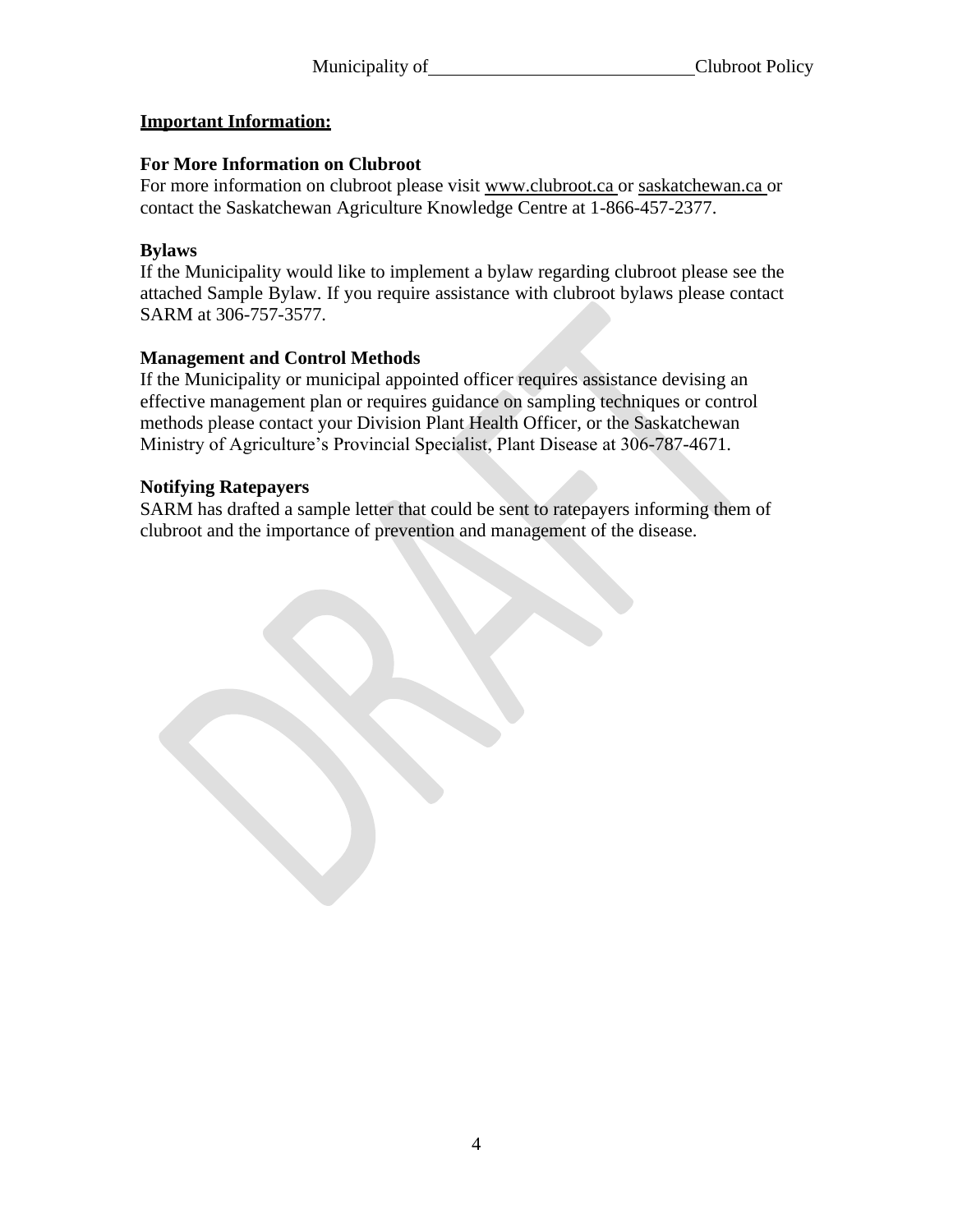**Important Information:**

**For More Information on Clubroot**

For more information on clubroot please visit www.clubroot.ca or saskatchewan.ca or contact the Saskatchewan Agriculture Knowledge Centre at 1-866-457-2377.

**Bylaws**

If the Municipality would like to implement a bylaw regarding clubroot please see the attached Sample Bylaw. If you require assistance with clubroot bylaws please contact SARM at 306-757-3577.

**Management and Control Methods**

If the Municipality or municipal appointed officer requires assistance devising an effective management plan or requires guidance on sampling techniques or control methods please contact your Division Plant Health Officer, or the Saskatchewan Ministry of Agriculture's Provincial Specialist, Plant Disease at 306-787-4671.

**Notifying Ratepayers**

SARM has drafted a sample letter that could be sent to ratepayers informing them of clubroot and the importance of prevention and management of the disease.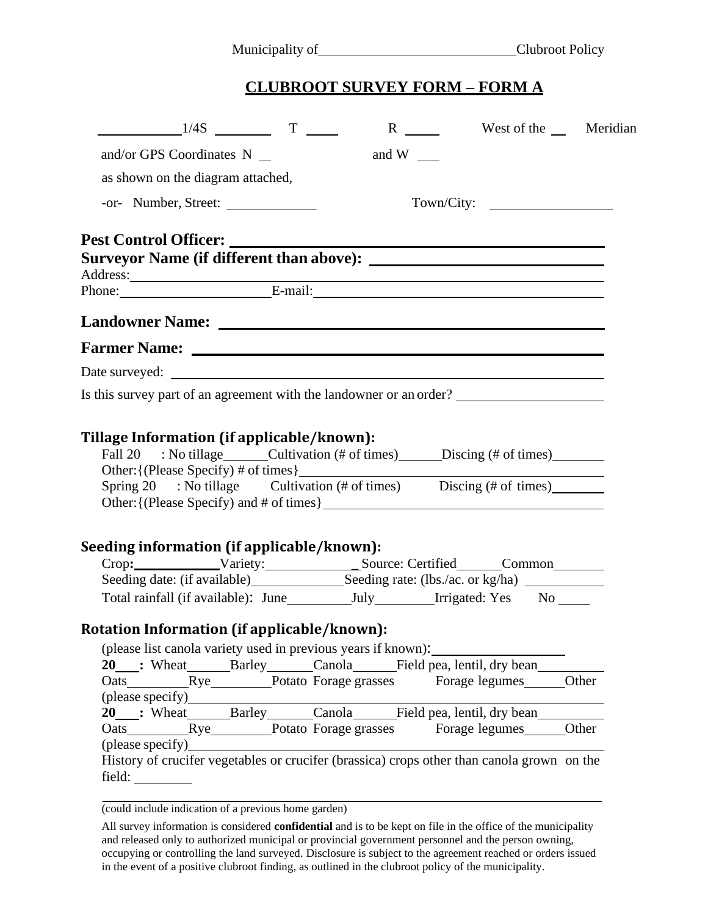Municipality of\_\_\_\_\_\_\_\_\_\_\_\_\_\_\_\_\_\_\_\_\_\_\_\_\_\_\_\_ Clubroot Policy

# CLUBROOT SURVEY FORM – FORM A

\_\_\_\_\_\_\_\_\_\_ 1/4S \_\_\_\_\_\_\_\_ T \_\_\_\_\_ R \_\_\_\_\_ West of the \_\_ Meridian

and/or GPS Coordinates N \_\_ and W \_\_\_

as shown on the diagram attached,

-or- Number, Street: \_\_\_\_\_\_\_\_\_\_\_\_\_ Town/City: \_\_\_\_\_\_\_\_\_\_\_\_\_\_\_\_\_\_

**Pest Control Officer:** \_\_\_\_\_\_\_\_\_\_\_\_\_\_\_\_\_\_\_\_\_\_\_\_\_\_\_\_\_\_\_\_\_\_\_\_\_\_\_\_\_\_\_\_

**Surveyor Name (if different than above):** \_\_\_\_\_\_\_\_\_\_\_\_\_\_\_\_\_\_\_\_\_\_\_\_\_\_\_\_\_\_

Address: \_\_\_\_\_\_\_\_\_\_\_\_\_\_\_\_\_\_\_\_\_\_\_\_\_\_\_\_\_\_\_\_\_\_\_\_\_\_\_\_\_\_\_\_\_\_\_\_\_\_\_\_\_\_\_\_\_\_

Phone: \_\_\_\_\_\_\_\_\_\_\_\_\_\_\_\_\_\_\_\_\_\_ E-mail: \_\_\_\_\_\_\_\_\_\_\_\_\_\_\_\_\_\_\_\_\_\_\_\_\_\_\_\_\_\_\_\_\_\_\_\_\_\_\_\_

**Landowner Name:** \_\_\_\_\_\_\_\_\_\_\_\_\_\_\_\_\_\_\_\_\_\_\_\_\_\_\_\_\_\_\_\_\_\_\_\_\_\_\_\_\_\_\_\_\_\_\_\_\_\_

**Farmer Name:** \_\_\_\_\_\_\_\_\_\_\_\_\_\_\_\_\_\_\_\_\_\_\_\_\_\_\_\_\_\_\_\_\_\_\_\_\_\_\_\_\_\_\_\_\_\_\_\_\_\_\_\_\_

Date surveyed: \_\_\_\_\_\_\_\_\_\_\_\_\_\_\_\_\_\_\_\_\_\_\_\_\_\_\_\_\_\_\_\_\_\_\_\_\_\_\_\_\_\_\_\_\_\_\_\_\_\_\_\_\_\_\_\_\_\_\_

Is this survey part of an agreement with the landowner or an order? \_\_\_\_\_\_\_\_\_\_\_\_\_\_\_\_\_\_\_\_\_

## Tillage Information (if applicable/known):

Fall 20 : No tillage \_\_\_\_\_\_ Cultivation (# of times) \_\_\_\_\_\_ Discing (# of times) \_\_\_\_\_\_\_\_

Other:{(Please Specify) # of times} \_\_\_\_\_\_\_\_\_\_\_\_\_\_\_\_\_\_\_\_\_\_\_\_\_\_\_\_\_\_\_\_\_\_\_\_\_\_\_\_\_\_\_\_

Spring 20 : No tillage Cultivation (# of times) Discing (# of times) \_\_\_\_\_\_\_\_

Other:{(Please Specify) and # of times} \_\_\_\_\_\_\_\_\_\_\_\_\_\_\_\_\_\_\_\_\_\_\_\_\_\_\_\_\_\_\_\_\_\_\_\_\_\_\_\_\_\_

## Seeding information (if applicable/known):

Crop: \_\_\_\_\_\_\_\_\_\_\_\_ Variety: \_\_\_\_\_\_\_\_\_\_\_\_\_\_ Source: Certified \_\_\_\_\_\_ Common \_\_\_\_\_\_\_\_

Seeding date: (if available) \_\_\_\_\_\_\_\_\_\_\_\_\_\_ Seeding rate: (lbs./ac. or kg/ha) \_\_\_\_\_\_\_\_\_\_\_\_

Total rainfall (if available): June \_\_\_\_\_\_\_\_\_\_ July \_\_\_\_\_\_\_\_\_ Irrigated: Yes No \_\_\_\_\_

## Rotation Information (if applicable/known):

(please list canola variety used in previous years if known): \_\_\_\_\_\_\_\_\_\_\_\_\_\_\_\_\_\_\_\_

**20\_\_\_:** Wheat \_\_\_\_\_\_ Barley \_\_\_\_\_\_\_ Canola \_\_\_\_\_\_ Field pea, lentil, dry bean \_\_\_\_\_\_\_\_\_\_
Oats \_\_\_\_\_\_\_\_\_ Rye \_\_\_\_\_\_\_\_\_ Potato Forage grasses Forage legumes \_\_\_\_\_\_ Other
(please specify) \_\_\_\_\_\_\_\_\_\_\_\_\_\_\_\_\_\_\_\_\_\_\_\_\_\_\_\_\_\_\_\_\_\_\_\_\_\_\_\_\_\_\_\_\_\_\_\_\_\_\_\_\_\_\_\_\_\_\_\_

**20\_\_\_:** Wheat \_\_\_\_\_\_ Barley \_\_\_\_\_\_\_ Canola \_\_\_\_\_\_ Field pea, lentil, dry bean \_\_\_\_\_\_\_\_\_\_
Oats \_\_\_\_\_\_\_\_\_ Rye \_\_\_\_\_\_\_\_\_ Potato Forage grasses Forage legumes \_\_\_\_\_\_ Other
(please specify) \_\_\_\_\_\_\_\_\_\_\_\_\_\_\_\_\_\_\_\_\_\_\_\_\_\_\_\_\_\_\_\_\_\_\_\_\_\_\_\_\_\_\_\_\_\_\_\_\_\_\_\_\_\_\_\_\_\_\_\_

History of crucifer vegetables or crucifer (brassica) crops other than canola grown on the field: \_\_\_\_\_\_\_\_\_

\_\_\_\_\_\_\_\_\_\_\_\_\_\_\_\_\_\_\_\_\_\_\_\_\_\_\_\_\_\_\_\_\_\_\_\_\_\_\_\_\_\_\_\_\_\_\_\_\_\_\_\_\_\_\_\_\_\_\_\_\_\_\_\_\_\_\_\_\_\_\_\_\_\_\_\_

(could include indication of a previous home garden)

All survey information is considered **confidential** and is to be kept on file in the office of the municipality and released only to authorized municipal or provincial government personnel and the person owning, occupying or controlling the land surveyed. Disclosure is subject to the agreement reached or orders issued in the event of a positive clubroot finding, as outlined in the clubroot policy of the municipality.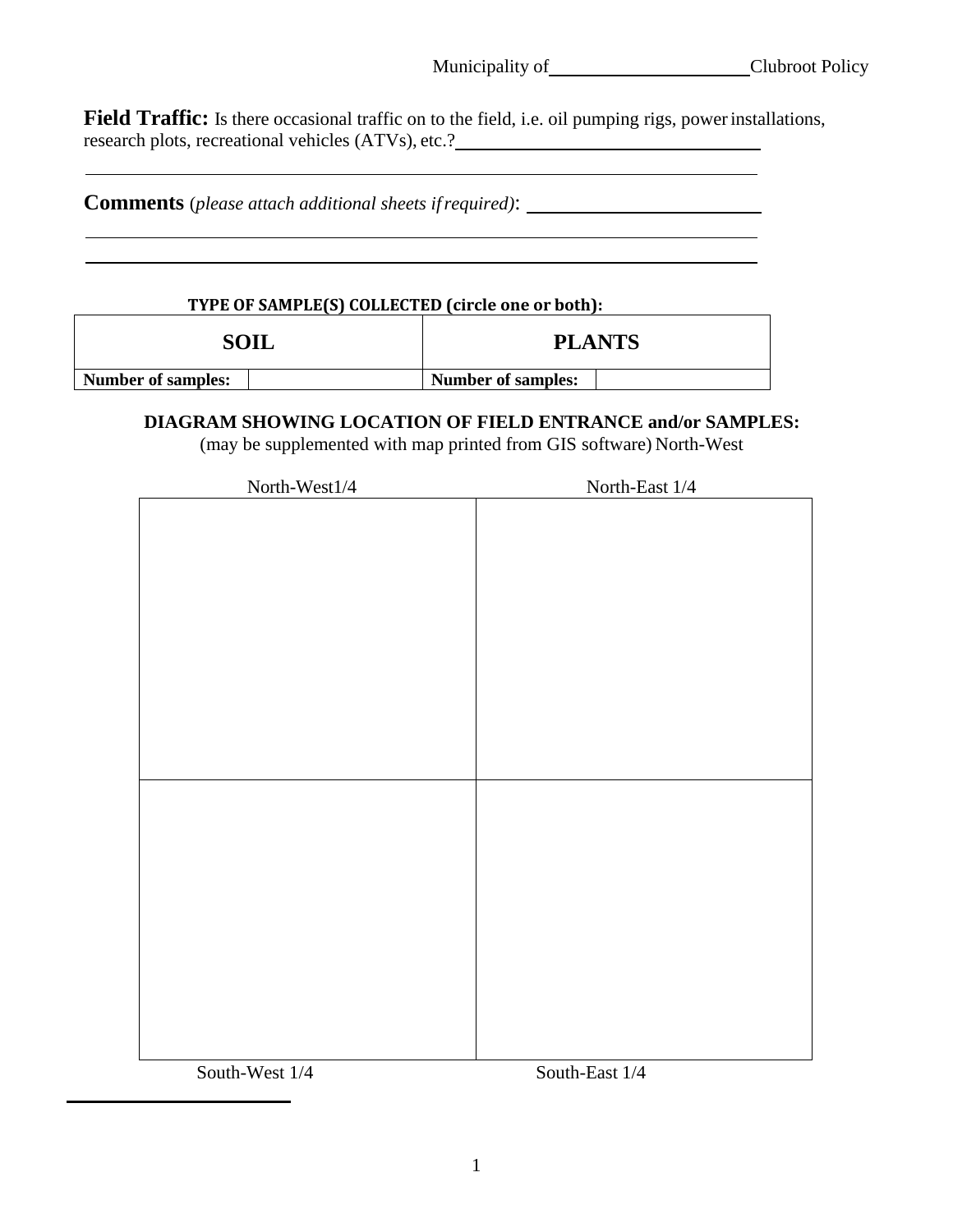Municipality of\_\_\_\_\_\_\_\_\_\_\_\_\_\_\_\_\_\_\_\_\_\_Clubroot Policy

**Field Traffic:** Is there occasional traffic on to the field, i.e. oil pumping rigs, power installations, research plots, recreational vehicles (ATVs), etc.?\_\_\_\_\_\_\_\_\_\_\_\_\_\_\_\_\_\_\_\_\_\_\_\_\_\_\_\_\_\_\_\_\_\_\_\_

\_\_\_\_\_\_\_\_\_\_\_\_\_\_\_\_\_\_\_\_\_\_\_\_\_\_\_\_\_\_\_\_\_\_\_\_\_\_\_\_\_\_\_\_\_\_\_\_\_\_\_\_\_\_\_\_\_\_\_\_\_\_\_\_\_\_\_\_\_\_\_\_\_\_\_\_\_\_\_\_\_\_

**Comments** (*please attach additional sheets if required)*: \_\_\_\_\_\_\_\_\_\_\_\_\_\_\_\_\_\_\_\_\_\_\_\_\_\_\_\_

\_\_\_\_\_\_\_\_\_\_\_\_\_\_\_\_\_\_\_\_\_\_\_\_\_\_\_\_\_\_\_\_\_\_\_\_\_\_\_\_\_\_\_\_\_\_\_\_\_\_\_\_\_\_\_\_\_\_\_\_\_\_\_\_\_\_\_\_\_\_\_\_\_\_\_\_\_\_\_\_\_\_

\_\_\_\_\_\_\_\_\_\_\_\_\_\_\_\_\_\_\_\_\_\_\_\_\_\_\_\_\_\_\_\_\_\_\_\_\_\_\_\_\_\_\_\_\_\_\_\_\_\_\_\_\_\_\_\_\_\_\_\_\_\_\_\_\_\_\_\_\_\_\_\_\_\_\_\_\_\_\_\_\_\_

**TYPE OF SAMPLE(S) COLLECTED (circle one or both):**

| **SOIL** | | **PLANTS** | |
|---|---|---|---|
| **Number of samples:** | | **Number of samples:** | |

**DIAGRAM SHOWING LOCATION OF FIELD ENTRANCE and/or SAMPLES:**

(may be supplemented with map printed from GIS software) North-West

| North-West1/4 | North-East 1/4 |
|---|---|
| | |
| | |
| South-West 1/4 | South-East 1/4 |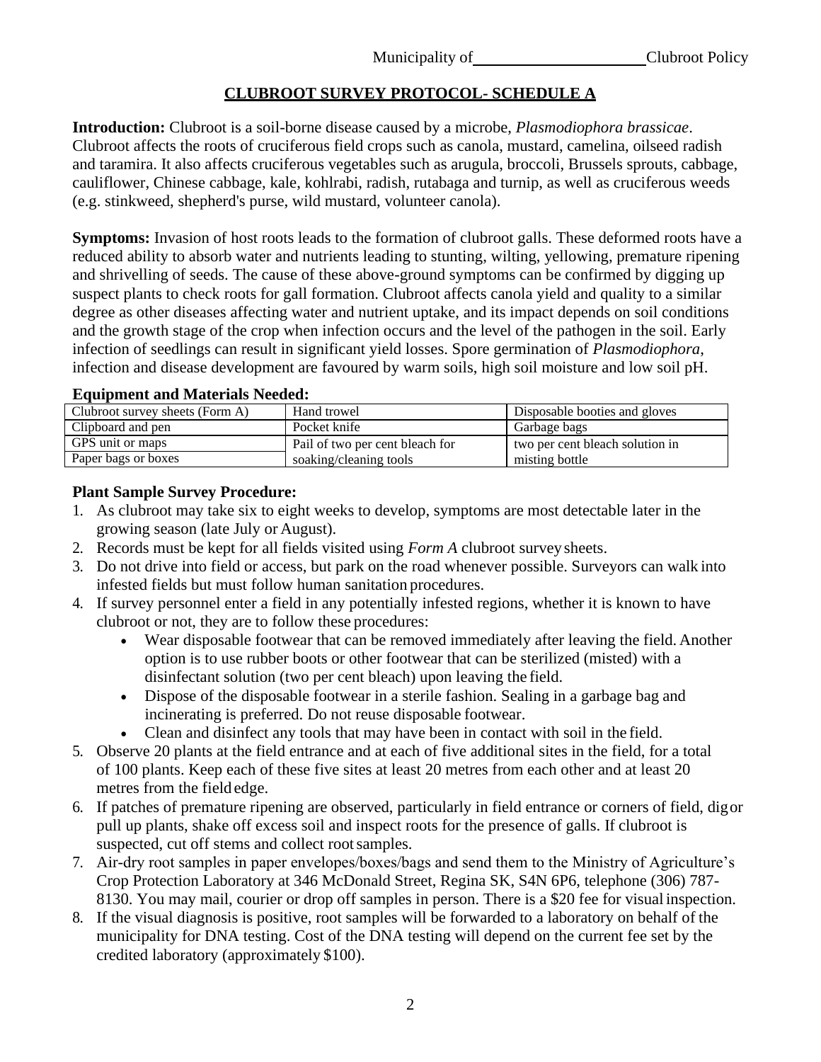## CLUBROOT SURVEY PROTOCOL- SCHEDULE A

**Introduction:** Clubroot is a soil-borne disease caused by a microbe, *Plasmodiophora brassicae*. Clubroot affects the roots of cruciferous field crops such as canola, mustard, camelina, oilseed radish and taramira. It also affects cruciferous vegetables such as arugula, broccoli, Brussels sprouts, cabbage, cauliflower, Chinese cabbage, kale, kohlrabi, radish, rutabaga and turnip, as well as cruciferous weeds (e.g. stinkweed, shepherd's purse, wild mustard, volunteer canola).

**Symptoms:** Invasion of host roots leads to the formation of clubroot galls. These deformed roots have a reduced ability to absorb water and nutrients leading to stunting, wilting, yellowing, premature ripening and shrivelling of seeds. The cause of these above-ground symptoms can be confirmed by digging up suspect plants to check roots for gall formation. Clubroot affects canola yield and quality to a similar degree as other diseases affecting water and nutrient uptake, and its impact depends on soil conditions and the growth stage of the crop when infection occurs and the level of the pathogen in the soil. Early infection of seedlings can result in significant yield losses. Spore germination of *Plasmodiophora*, infection and disease development are favoured by warm soils, high soil moisture and low soil pH.

### Equipment and Materials Needed:

| | | |
|---|---|---|
| Clubroot survey sheets (Form A) | Hand trowel | Disposable booties and gloves |
| Clipboard and pen | Pocket knife | Garbage bags |
| GPS unit or maps | Pail of two per cent bleach for soaking/cleaning tools | two per cent bleach solution in misting bottle |
| Paper bags or boxes | | |

### Plant Sample Survey Procedure:

1. As clubroot may take six to eight weeks to develop, symptoms are most detectable later in the growing season (late July or August).
2. Records must be kept for all fields visited using *Form A* clubroot survey sheets.
3. Do not drive into field or access, but park on the road whenever possible. Surveyors can walk into infested fields but must follow human sanitation procedures.
4. If survey personnel enter a field in any potentially infested regions, whether it is known to have clubroot or not, they are to follow these procedures:
   - Wear disposable footwear that can be removed immediately after leaving the field. Another option is to use rubber boots or other footwear that can be sterilized (misted) with a disinfectant solution (two per cent bleach) upon leaving the field.
   - Dispose of the disposable footwear in a sterile fashion. Sealing in a garbage bag and incinerating is preferred. Do not reuse disposable footwear.
   - Clean and disinfect any tools that may have been in contact with soil in the field.
5. Observe 20 plants at the field entrance and at each of five additional sites in the field, for a total of 100 plants. Keep each of these five sites at least 20 metres from each other and at least 20 metres from the field edge.
6. If patches of premature ripening are observed, particularly in field entrance or corners of field, dig or pull up plants, shake off excess soil and inspect roots for the presence of galls. If clubroot is suspected, cut off stems and collect root samples.
7. Air-dry root samples in paper envelopes/boxes/bags and send them to the Ministry of Agriculture's Crop Protection Laboratory at 346 McDonald Street, Regina SK, S4N 6P6, telephone (306) 787-8130. You may mail, courier or drop off samples in person. There is a $20 fee for visual inspection.
8. If the visual diagnosis is positive, root samples will be forwarded to a laboratory on behalf of the municipality for DNA testing. Cost of the DNA testing will depend on the current fee set by the credited laboratory (approximately $100).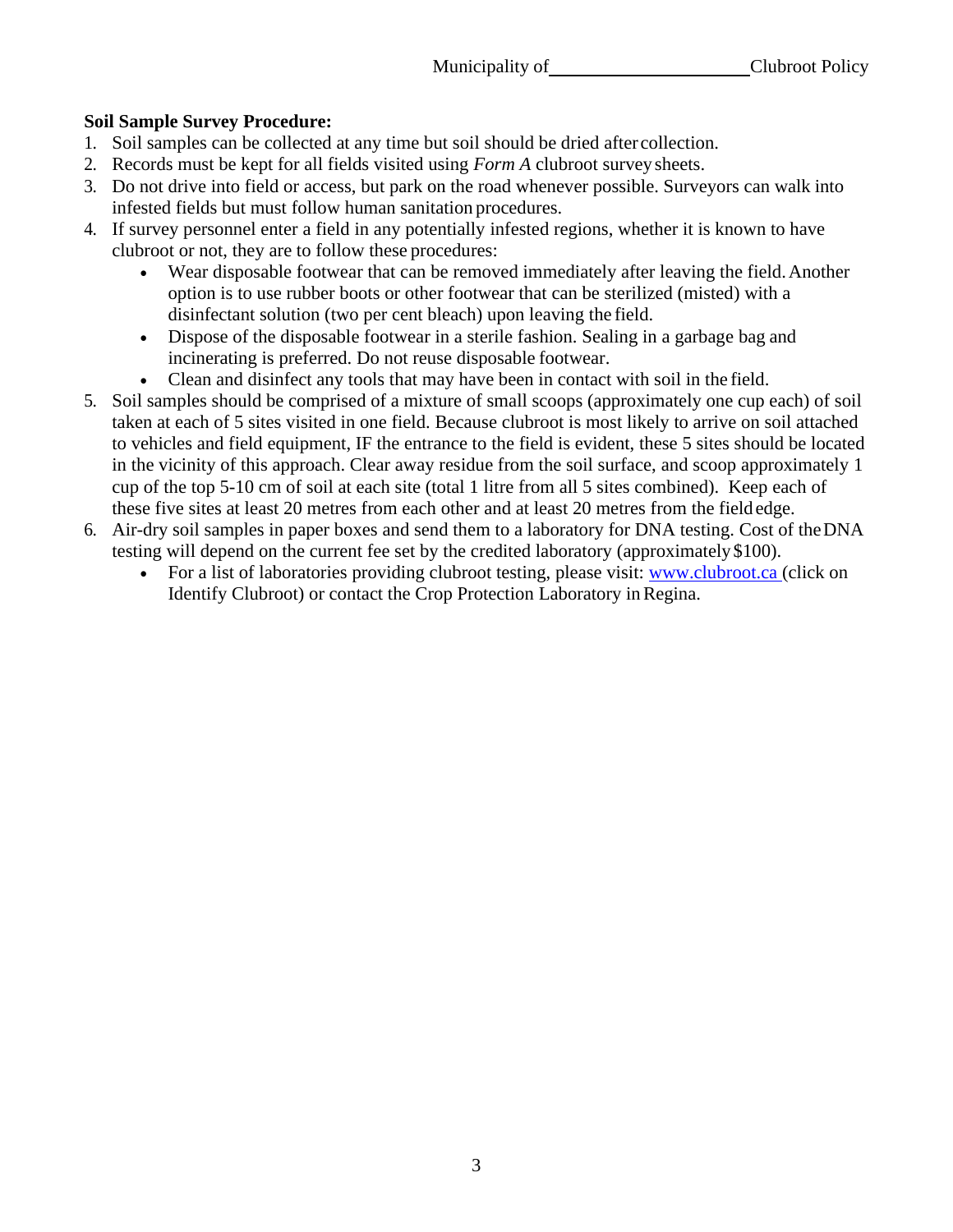**Soil Sample Survey Procedure:**

1. Soil samples can be collected at any time but soil should be dried after collection.
2. Records must be kept for all fields visited using *Form A* clubroot survey sheets.
3. Do not drive into field or access, but park on the road whenever possible. Surveyors can walk into infested fields but must follow human sanitation procedures.
4. If survey personnel enter a field in any potentially infested regions, whether it is known to have clubroot or not, they are to follow these procedures:
   - Wear disposable footwear that can be removed immediately after leaving the field. Another option is to use rubber boots or other footwear that can be sterilized (misted) with a disinfectant solution (two per cent bleach) upon leaving the field.
   - Dispose of the disposable footwear in a sterile fashion. Sealing in a garbage bag and incinerating is preferred. Do not reuse disposable footwear.
   - Clean and disinfect any tools that may have been in contact with soil in the field.
5. Soil samples should be comprised of a mixture of small scoops (approximately one cup each) of soil taken at each of 5 sites visited in one field. Because clubroot is most likely to arrive on soil attached to vehicles and field equipment, IF the entrance to the field is evident, these 5 sites should be located in the vicinity of this approach. Clear away residue from the soil surface, and scoop approximately 1 cup of the top 5-10 cm of soil at each site (total 1 litre from all 5 sites combined). Keep each of these five sites at least 20 metres from each other and at least 20 metres from the field edge.
6. Air-dry soil samples in paper boxes and send them to a laboratory for DNA testing. Cost of the DNA testing will depend on the current fee set by the credited laboratory (approximately $100).
   - For a list of laboratories providing clubroot testing, please visit: www.clubroot.ca (click on Identify Clubroot) or contact the Crop Protection Laboratory in Regina.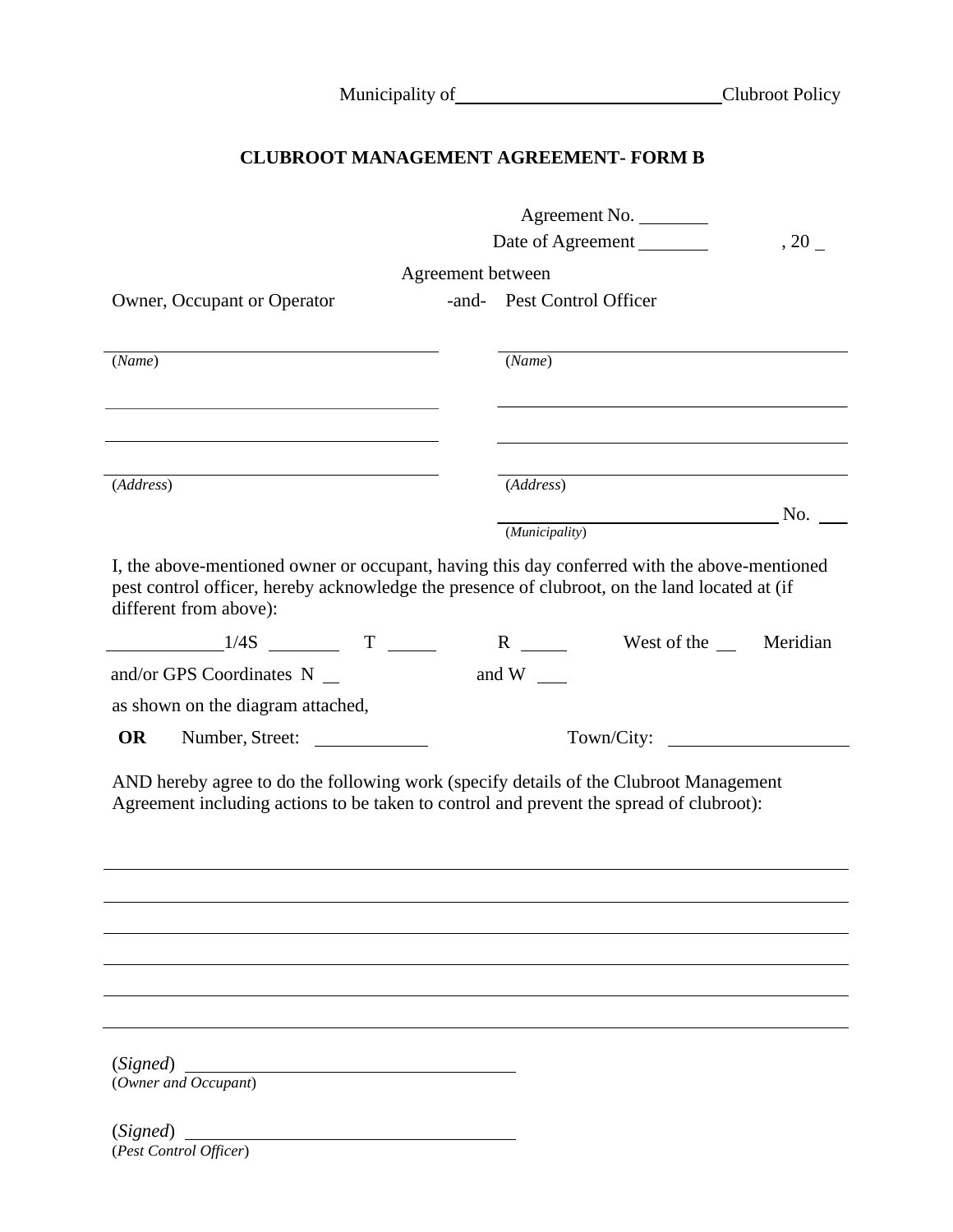Municipality of ______________________________ Clubroot Policy

## CLUBROOT MANAGEMENT AGREEMENT- FORM B

Agreement No. ________

Date of Agreement ________ , 20 _

Agreement between

Owner, Occupant or Operator -and- Pest Control Officer

| Owner, Occupant or Operator | Pest Control Officer |
|---|---|
| ______________________________ | ______________________________ |
| (*Name*) | (*Name*) |
| ______________________________ | ______________________________ |
| ______________________________ | ______________________________ |
| ______________________________ | ______________________________ |
| (*Address*) | (*Address*) |
| | ______________________________ No. ___ |
| | (*Municipality*) |

I, the above-mentioned owner or occupant, having this day conferred with the above-mentioned pest control officer, hereby acknowledge the presence of clubroot, on the land located at (if different from above):

____________ 1/4S ________ T ______ R ______ West of the __ Meridian

and/or GPS Coordinates N __ and W ___

as shown on the diagram attached,

**OR** Number, Street: ____________ Town/City: ____________________

AND hereby agree to do the following work (specify details of the Clubroot Management Agreement including actions to be taken to control and prevent the spread of clubroot):

______________________________________________________________________

______________________________________________________________________

______________________________________________________________________

______________________________________________________________________

______________________________________________________________________

______________________________________________________________________

(*Signed*) ____________________________________
(*Owner and Occupant*)

(*Signed*) ____________________________________
(*Pest Control Officer*)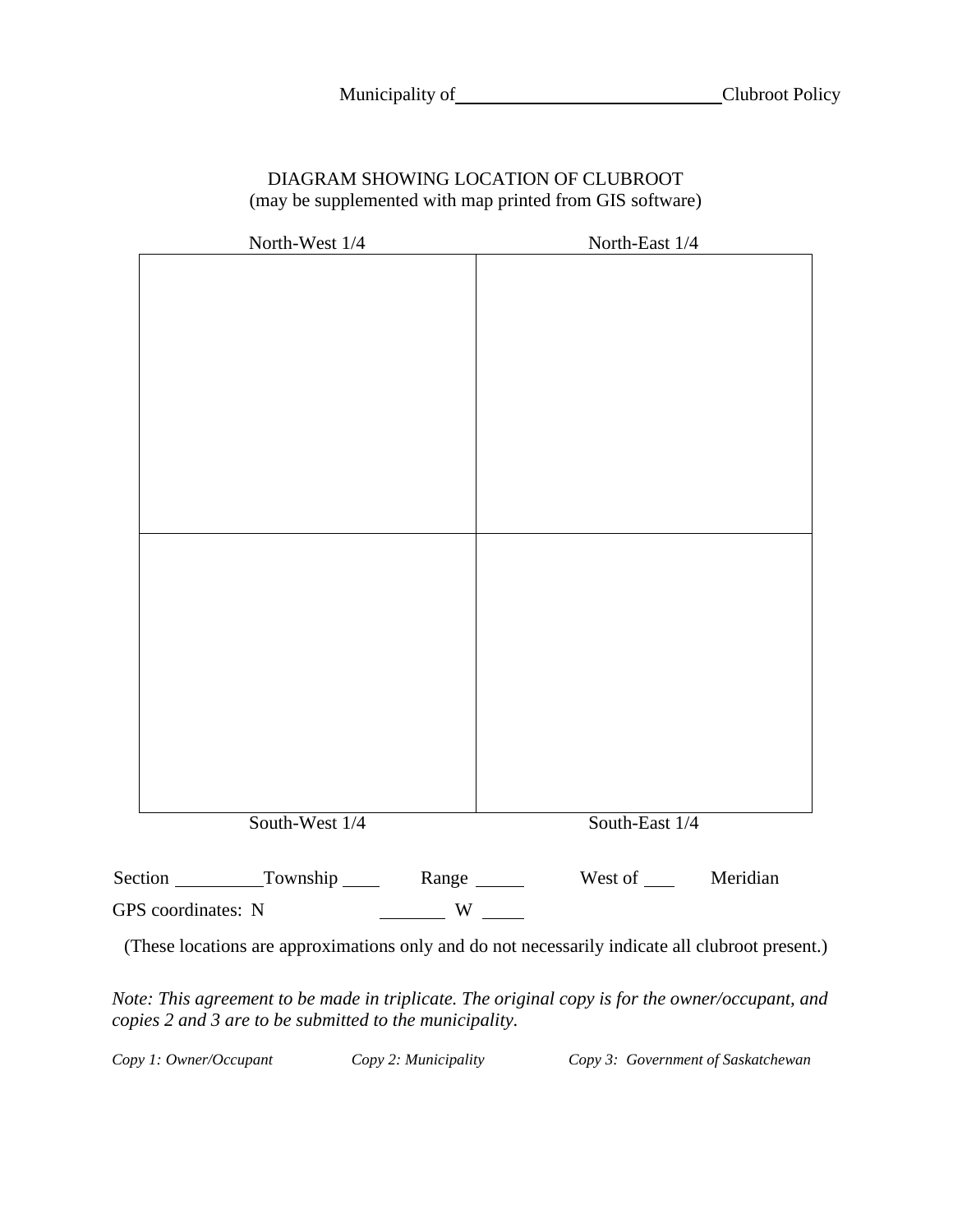Municipality of \_\_\_\_\_\_\_\_\_\_\_\_\_\_\_\_\_\_\_\_\_\_\_\_\_\_\_\_ Clubroot Policy

DIAGRAM SHOWING LOCATION OF CLUBROOT
(may be supplemented with map printed from GIS software)

| North-West 1/4 | North-East 1/4 |
|---|---|
| | |
| | |
| South-West 1/4 | South-East 1/4 |

Section \_\_\_\_\_\_\_\_\_\_ Township \_\_\_\_ Range \_\_\_\_\_ West of \_\_\_ Meridian

GPS coordinates: N \_\_\_\_\_\_\_ W \_\_\_\_

(These locations are approximations only and do not necessarily indicate all clubroot present.)

*Note: This agreement to be made in triplicate. The original copy is for the owner/occupant, and copies 2 and 3 are to be submitted to the municipality.*

*Copy 1: Owner/Occupant* *Copy 2: Municipality* *Copy 3: Government of Saskatchewan*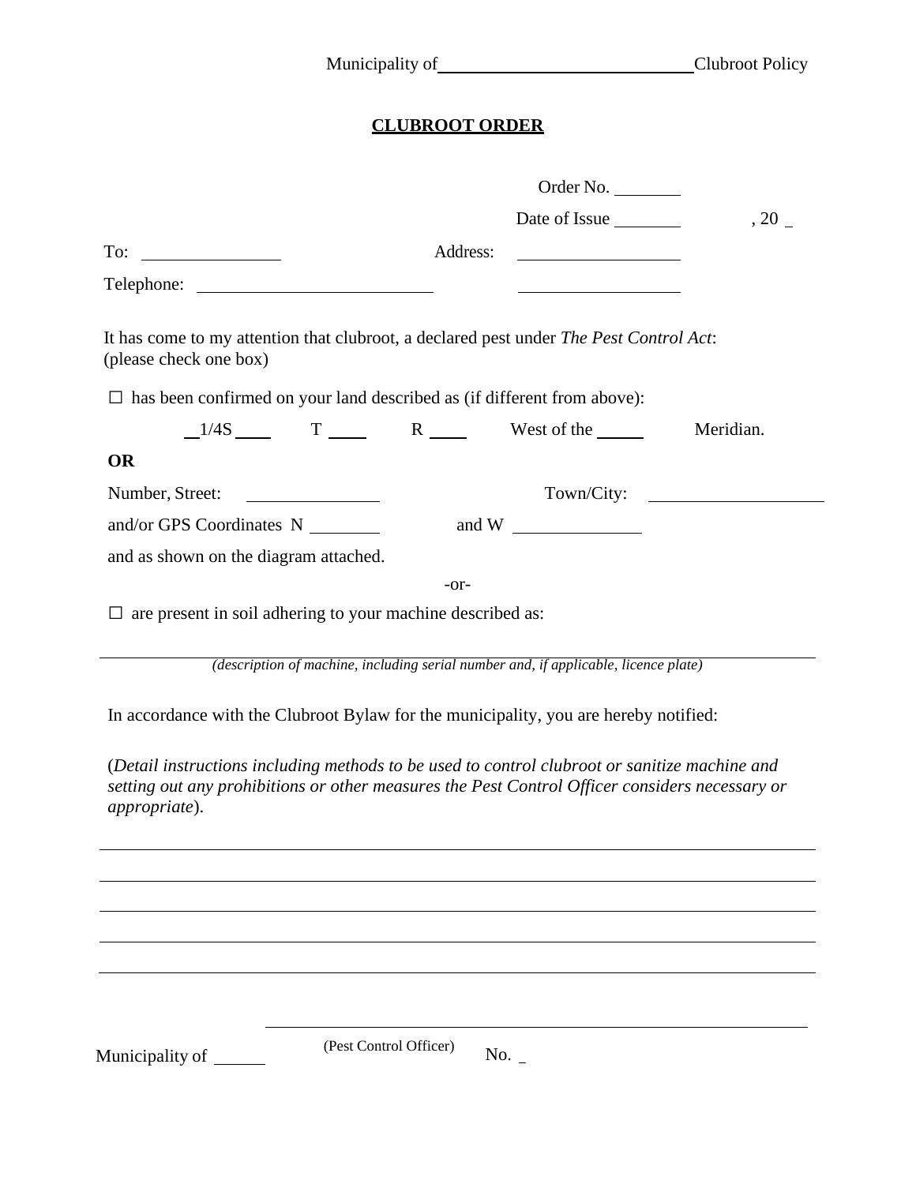Municipality of ____________________________ Clubroot Policy

# CLUBROOT ORDER

Order No. ________

Date of Issue ________ , 20 _

To: ________________ Address: ____________________

Telephone: ____________________________ ____________________

It has come to my attention that clubroot, a declared pest under *The Pest Control Act*:
(please check one box)

☐ has been confirmed on your land described as (if different from above):

__1/4S ____ T ____ R ____ West of the _____ Meridian.

**OR**

Number, Street: ________________ Town/City: ____________________

and/or GPS Coordinates N ________ and W ______________

and as shown on the diagram attached.

-or-

☐ are present in soil adhering to your machine described as:

______________________________________________________________________

*(description of machine, including serial number and, if applicable, licence plate)*

In accordance with the Clubroot Bylaw for the municipality, you are hereby notified:

(*Detail instructions including methods to be used to control clubroot or sanitize machine and setting out any prohibitions or other measures the Pest Control Officer considers necessary or appropriate*).

______________________________________________________________________

______________________________________________________________________

______________________________________________________________________

______________________________________________________________________

______________________________________________________________________

______________________________________________________________________

Municipality of ______ (Pest Control Officer) No. _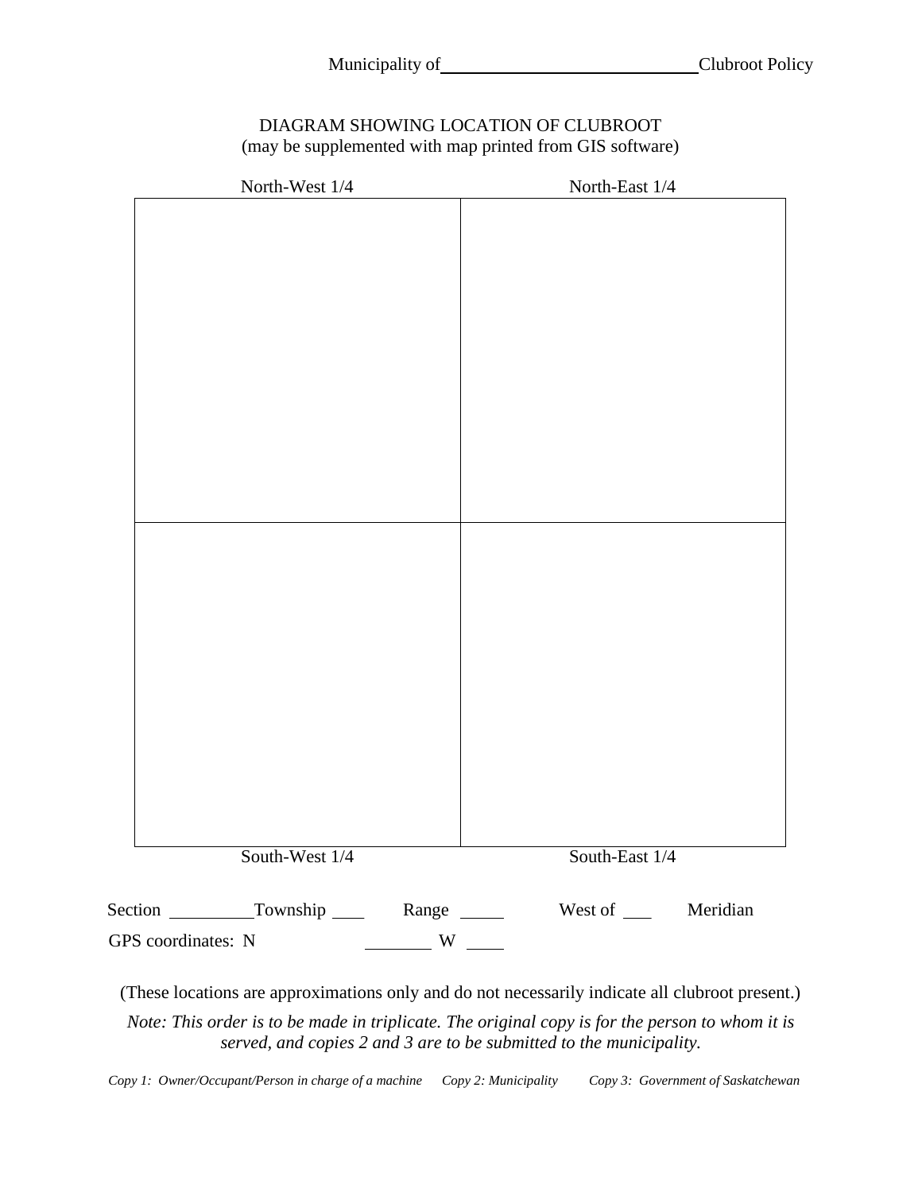Municipality of \_\_\_\_\_\_\_\_\_\_\_\_\_\_\_\_\_\_\_\_\_\_\_\_\_\_\_\_ Clubroot Policy

DIAGRAM SHOWING LOCATION OF CLUBROOT
(may be supplemented with map printed from GIS software)

| North-West 1/4 | North-East 1/4 |
|---|---|
| | |
| | |
| South-West 1/4 | South-East 1/4 |

Section \_\_\_\_\_\_\_\_\_\_ Township \_\_\_\_ Range \_\_\_\_\_ West of \_\_\_ Meridian

GPS coordinates: N \_\_\_\_\_\_\_\_ W \_\_\_\_

(These locations are approximations only and do not necessarily indicate all clubroot present.)

*Note: This order is to be made in triplicate. The original copy is for the person to whom it is served, and copies 2 and 3 are to be submitted to the municipality.*

*Copy 1: Owner/Occupant/Person in charge of a machine Copy 2: Municipality Copy 3: Government of Saskatchewan*